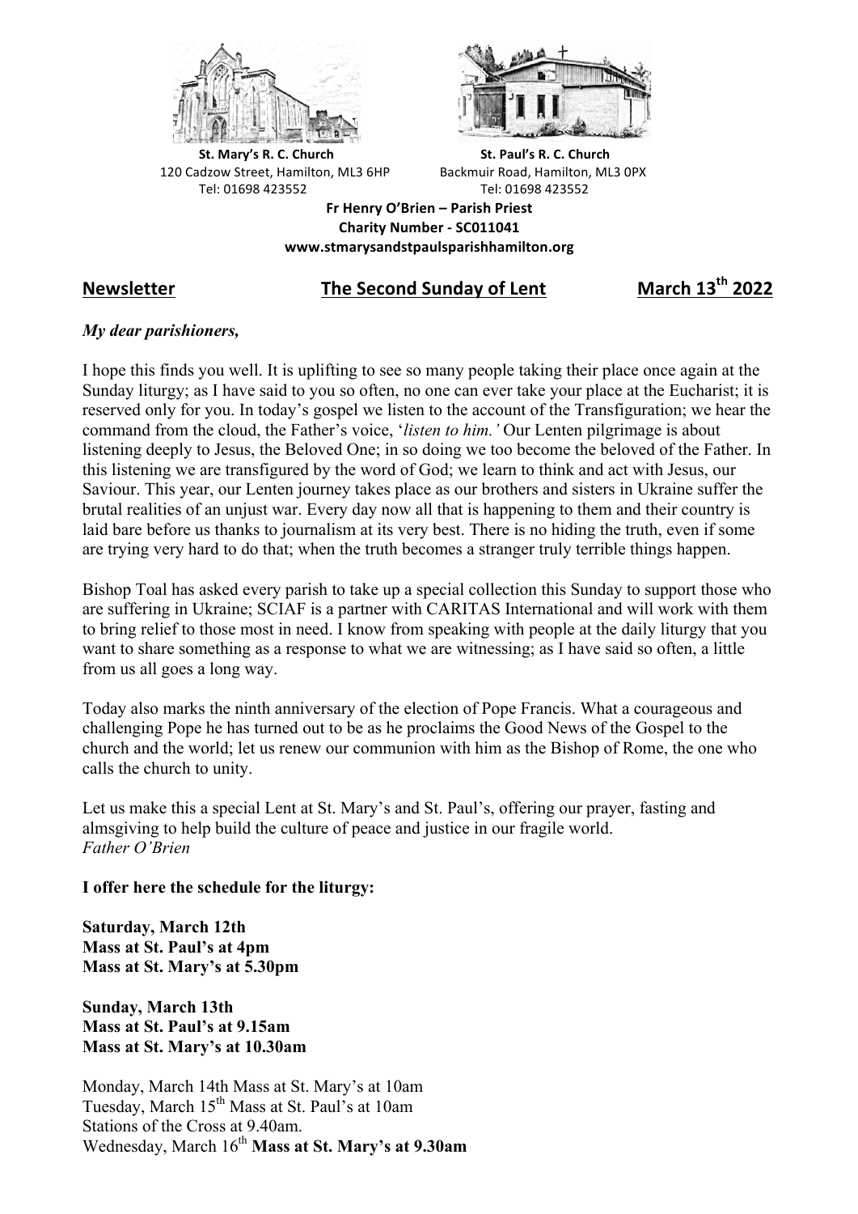**St. Mary's R. C. Church**
120 Cadzow Street, Hamilton, ML3 6HP
Tel: 01698 423552

**St. Paul's R. C. Church**
Backmuir Road, Hamilton, ML3 0PX
Tel: 01698 423552

**Fr Henry O'Brien – Parish Priest**
**Charity Number - SC011041**
**www.stmarysandstpaulsparishhamilton.org**

## Newsletter — The Second Sunday of Lent — March 13th 2022

***My dear parishioners,***

I hope this finds you well. It is uplifting to see so many people taking their place once again at the Sunday liturgy; as I have said to you so often, no one can ever take your place at the Eucharist; it is reserved only for you. In today's gospel we listen to the account of the Transfiguration; we hear the command from the cloud, the Father's voice, '*listen to him.'* Our Lenten pilgrimage is about listening deeply to Jesus, the Beloved One; in so doing we too become the beloved of the Father. In this listening we are transfigured by the word of God; we learn to think and act with Jesus, our Saviour. This year, our Lenten journey takes place as our brothers and sisters in Ukraine suffer the brutal realities of an unjust war. Every day now all that is happening to them and their country is laid bare before us thanks to journalism at its very best. There is no hiding the truth, even if some are trying very hard to do that; when the truth becomes a stranger truly terrible things happen.

Bishop Toal has asked every parish to take up a special collection this Sunday to support those who are suffering in Ukraine; SCIAF is a partner with CARITAS International and will work with them to bring relief to those most in need. I know from speaking with people at the daily liturgy that you want to share something as a response to what we are witnessing; as I have said so often, a little from us all goes a long way.

Today also marks the ninth anniversary of the election of Pope Francis. What a courageous and challenging Pope he has turned out to be as he proclaims the Good News of the Gospel to the church and the world; let us renew our communion with him as the Bishop of Rome, the one who calls the church to unity.

Let us make this a special Lent at St. Mary's and St. Paul's, offering our prayer, fasting and almsgiving to help build the culture of peace and justice in our fragile world.
*Father O'Brien*

**I offer here the schedule for the liturgy:**

**Saturday, March 12th**
**Mass at St. Paul's at 4pm**
**Mass at St. Mary's at 5.30pm**

**Sunday, March 13th**
**Mass at St. Paul's at 9.15am**
**Mass at St. Mary's at 10.30am**

Monday, March 14th Mass at St. Mary's at 10am
Tuesday, March 15th Mass at St. Paul's at 10am
Stations of the Cross at 9.40am.
Wednesday, March 16th **Mass at St. Mary's at 9.30am**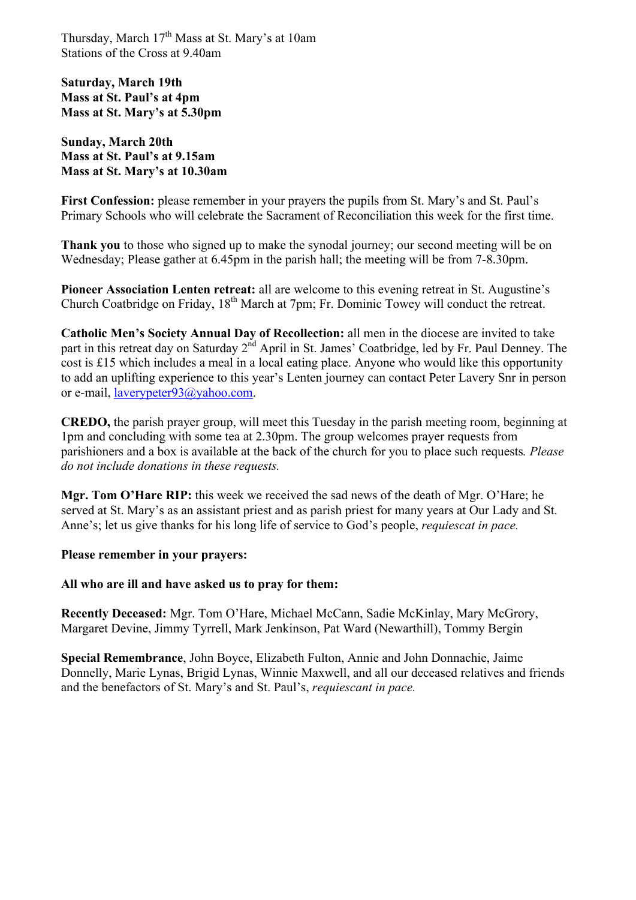Thursday, March 17th Mass at St. Mary's at 10am
Stations of the Cross at 9.40am

**Saturday, March 19th**
**Mass at St. Paul's at 4pm**
**Mass at St. Mary's at 5.30pm**

**Sunday, March 20th**
**Mass at St. Paul's at 9.15am**
**Mass at St. Mary's at 10.30am**

**First Confession:** please remember in your prayers the pupils from St. Mary's and St. Paul's Primary Schools who will celebrate the Sacrament of Reconciliation this week for the first time.

**Thank you** to those who signed up to make the synodal journey; our second meeting will be on Wednesday; Please gather at 6.45pm in the parish hall; the meeting will be from 7-8.30pm.

**Pioneer Association Lenten retreat:** all are welcome to this evening retreat in St. Augustine's Church Coatbridge on Friday, 18th March at 7pm; Fr. Dominic Towey will conduct the retreat.

**Catholic Men's Society Annual Day of Recollection:** all men in the diocese are invited to take part in this retreat day on Saturday 2nd April in St. James' Coatbridge, led by Fr. Paul Denney. The cost is £15 which includes a meal in a local eating place. Anyone who would like this opportunity to add an uplifting experience to this year's Lenten journey can contact Peter Lavery Snr in person or e-mail, laverypeter93@yahoo.com.

**CREDO,** the parish prayer group, will meet this Tuesday in the parish meeting room, beginning at 1pm and concluding with some tea at 2.30pm. The group welcomes prayer requests from parishioners and a box is available at the back of the church for you to place such requests*. Please do not include donations in these requests.*

**Mgr. Tom O'Hare RIP:** this week we received the sad news of the death of Mgr. O'Hare; he served at St. Mary's as an assistant priest and as parish priest for many years at Our Lady and St. Anne's; let us give thanks for his long life of service to God's people, *requiescat in pace.*

**Please remember in your prayers:**

**All who are ill and have asked us to pray for them:**

**Recently Deceased:** Mgr. Tom O'Hare, Michael McCann, Sadie McKinlay, Mary McGrory, Margaret Devine, Jimmy Tyrrell, Mark Jenkinson, Pat Ward (Newarthill), Tommy Bergin

**Special Remembrance**, John Boyce, Elizabeth Fulton, Annie and John Donnachie, Jaime Donnelly, Marie Lynas, Brigid Lynas, Winnie Maxwell, and all our deceased relatives and friends and the benefactors of St. Mary's and St. Paul's, *requiescant in pace.*